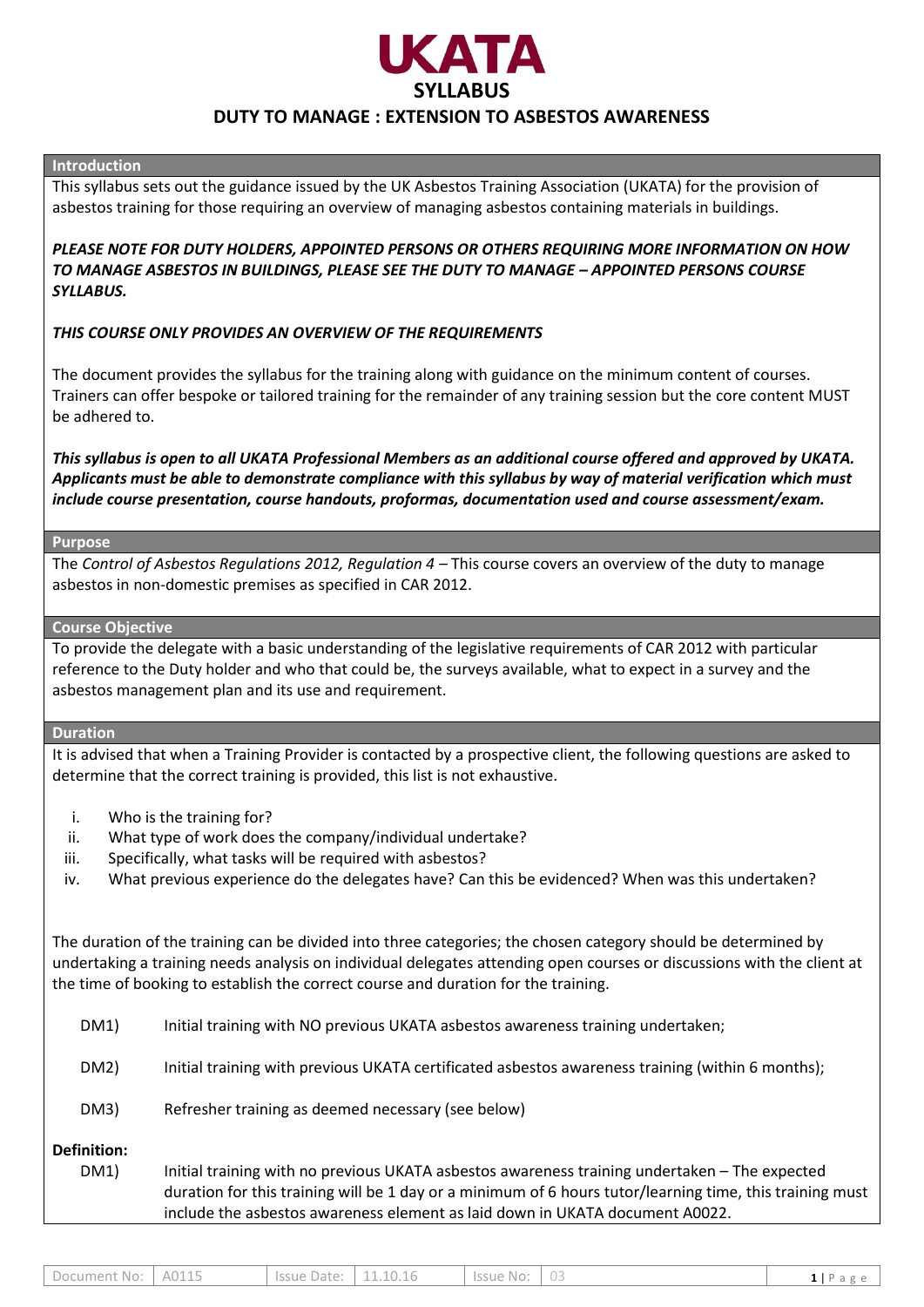# UKATA

## SYLLABUS

## DUTY TO MANAGE : EXTENSION TO ASBESTOS AWARENESS

### Introduction

This syllabus sets out the guidance issued by the UK Asbestos Training Association (UKATA) for the provision of asbestos training for those requiring an overview of managing asbestos containing materials in buildings.

***PLEASE NOTE FOR DUTY HOLDERS, APPOINTED PERSONS OR OTHERS REQUIRING MORE INFORMATION ON HOW TO MANAGE ASBESTOS IN BUILDINGS, PLEASE SEE THE DUTY TO MANAGE – APPOINTED PERSONS COURSE SYLLABUS.***

***THIS COURSE ONLY PROVIDES AN OVERVIEW OF THE REQUIREMENTS***

The document provides the syllabus for the training along with guidance on the minimum content of courses. Trainers can offer bespoke or tailored training for the remainder of any training session but the core content MUST be adhered to.

***This syllabus is open to all UKATA Professional Members as an additional course offered and approved by UKATA. Applicants must be able to demonstrate compliance with this syllabus by way of material verification which must include course presentation, course handouts, proformas, documentation used and course assessment/exam.***

### Purpose

The *Control of Asbestos Regulations 2012, Regulation 4* – This course covers an overview of the duty to manage asbestos in non-domestic premises as specified in CAR 2012.

### Course Objective

To provide the delegate with a basic understanding of the legislative requirements of CAR 2012 with particular reference to the Duty holder and who that could be, the surveys available, what to expect in a survey and the asbestos management plan and its use and requirement.

### Duration

It is advised that when a Training Provider is contacted by a prospective client, the following questions are asked to determine that the correct training is provided, this list is not exhaustive.

i. Who is the training for?
ii. What type of work does the company/individual undertake?
iii. Specifically, what tasks will be required with asbestos?
iv. What previous experience do the delegates have? Can this be evidenced? When was this undertaken?

The duration of the training can be divided into three categories; the chosen category should be determined by undertaking a training needs analysis on individual delegates attending open courses or discussions with the client at the time of booking to establish the correct course and duration for the training.

DM1) Initial training with NO previous UKATA asbestos awareness training undertaken;

DM2) Initial training with previous UKATA certificated asbestos awareness training (within 6 months);

DM3) Refresher training as deemed necessary (see below)

**Definition:**

DM1) Initial training with no previous UKATA asbestos awareness training undertaken – The expected duration for this training will be 1 day or a minimum of 6 hours tutor/learning time, this training must include the asbestos awareness element as laid down in UKATA document A0022.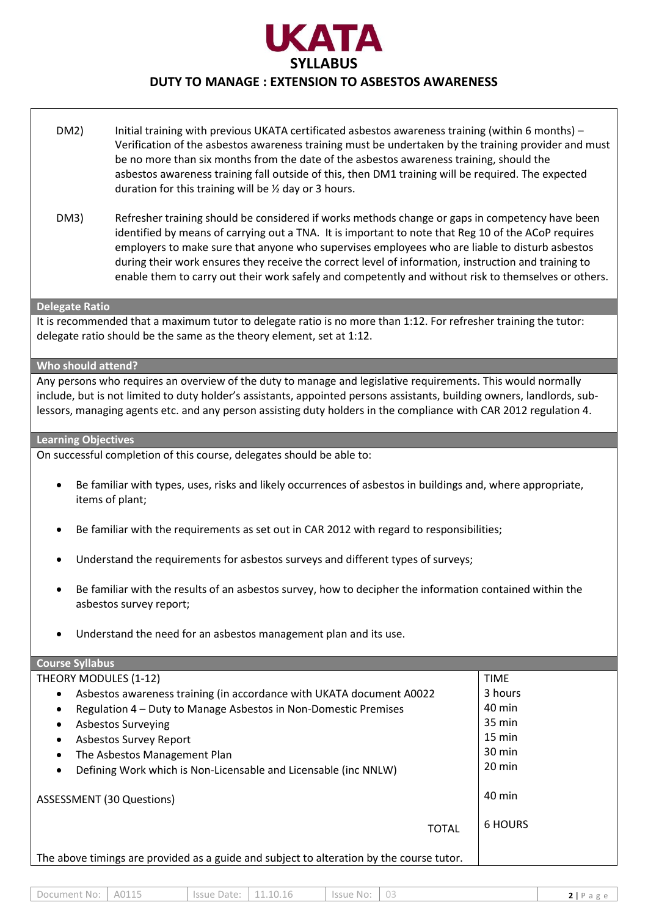# UKATA

## SYLLABUS

## DUTY TO MANAGE : EXTENSION TO ASBESTOS AWARENESS

DM2) Initial training with previous UKATA certificated asbestos awareness training (within 6 months) – Verification of the asbestos awareness training must be undertaken by the training provider and must be no more than six months from the date of the asbestos awareness training, should the asbestos awareness training fall outside of this, then DM1 training will be required. The expected duration for this training will be ½ day or 3 hours.

DM3) Refresher training should be considered if works methods change or gaps in competency have been identified by means of carrying out a TNA. It is important to note that Reg 10 of the ACoP requires employers to make sure that anyone who supervises employees who are liable to disturb asbestos during their work ensures they receive the correct level of information, instruction and training to enable them to carry out their work safely and competently and without risk to themselves or others.

### Delegate Ratio

It is recommended that a maximum tutor to delegate ratio is no more than 1:12. For refresher training the tutor: delegate ratio should be the same as the theory element, set at 1:12.

### Who should attend?

Any persons who requires an overview of the duty to manage and legislative requirements. This would normally include, but is not limited to duty holder's assistants, appointed persons assistants, building owners, landlords, sub-lessors, managing agents etc. and any person assisting duty holders in the compliance with CAR 2012 regulation 4.

### Learning Objectives

On successful completion of this course, delegates should be able to:

- Be familiar with types, uses, risks and likely occurrences of asbestos in buildings and, where appropriate, items of plant;
- Be familiar with the requirements as set out in CAR 2012 with regard to responsibilities;
- Understand the requirements for asbestos surveys and different types of surveys;
- Be familiar with the results of an asbestos survey, how to decipher the information contained within the asbestos survey report;
- Understand the need for an asbestos management plan and its use.

### Course Syllabus

| THEORY MODULES (1-12) | TIME |
|---|---|
| • Asbestos awareness training (in accordance with UKATA document A0022 | 3 hours |
| • Regulation 4 – Duty to Manage Asbestos in Non-Domestic Premises | 40 min |
| • Asbestos Surveying | 35 min |
| • Asbestos Survey Report | 15 min |
| • The Asbestos Management Plan | 30 min |
| • Defining Work which is Non-Licensable and Licensable (inc NNLW) | 20 min |
| ASSESSMENT (30 Questions) | 40 min |
| TOTAL | 6 HOURS |

The above timings are provided as a guide and subject to alteration by the course tutor.

| Document No: | A0115 | Issue Date: | 11.10.16 | Issue No: | 03 |
|---|---|---|---|---|---|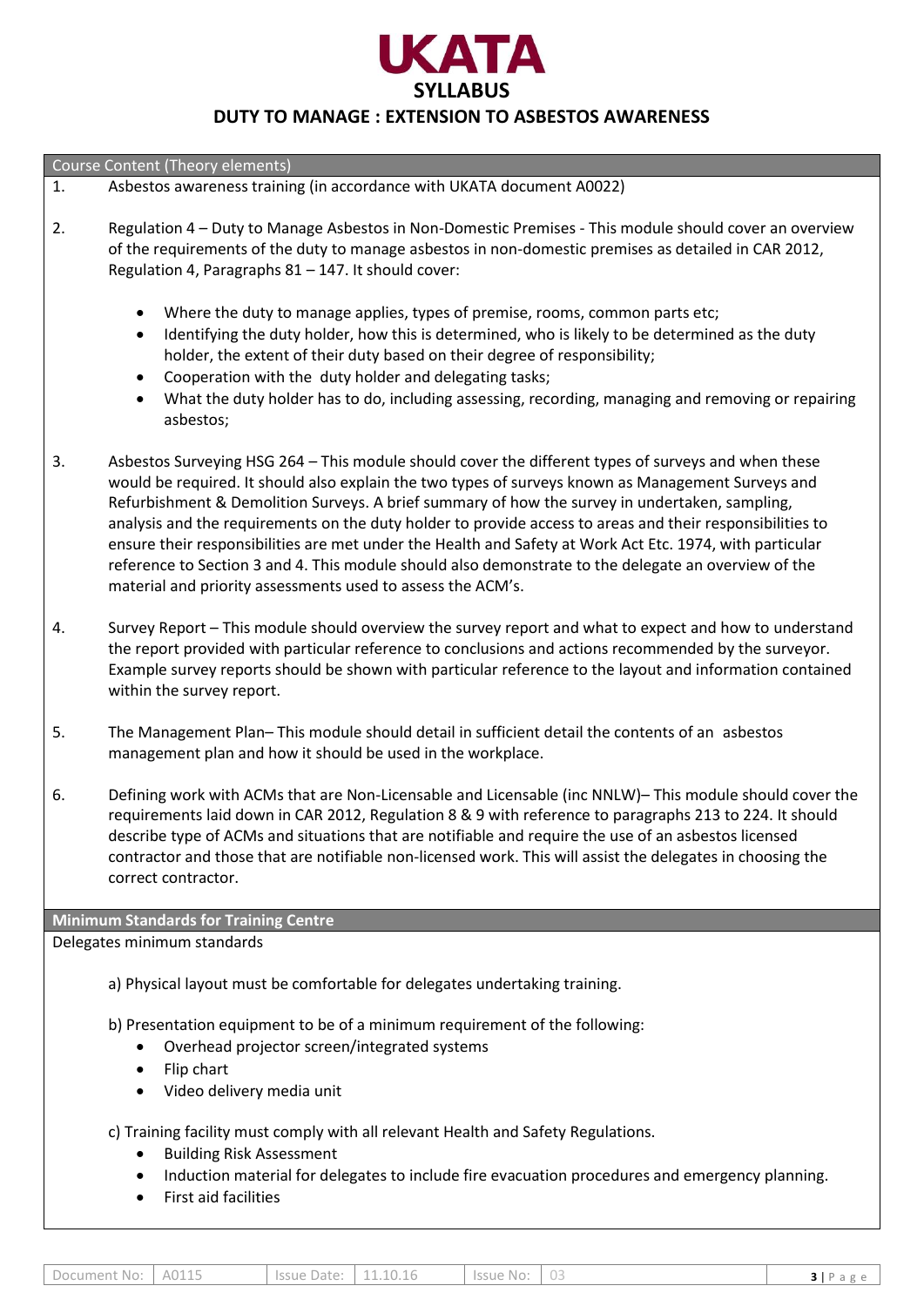# UKATA

## SYLLABUS

## DUTY TO MANAGE : EXTENSION TO ASBESTOS AWARENESS

### Course Content (Theory elements)

1. Asbestos awareness training (in accordance with UKATA document A0022)

2. Regulation 4 – Duty to Manage Asbestos in Non-Domestic Premises - This module should cover an overview of the requirements of the duty to manage asbestos in non-domestic premises as detailed in CAR 2012, Regulation 4, Paragraphs 81 – 147. It should cover:

   - Where the duty to manage applies, types of premise, rooms, common parts etc;
   - Identifying the duty holder, how this is determined, who is likely to be determined as the duty holder, the extent of their duty based on their degree of responsibility;
   - Cooperation with the duty holder and delegating tasks;
   - What the duty holder has to do, including assessing, recording, managing and removing or repairing asbestos;

3. Asbestos Surveying HSG 264 – This module should cover the different types of surveys and when these would be required. It should also explain the two types of surveys known as Management Surveys and Refurbishment & Demolition Surveys. A brief summary of how the survey in undertaken, sampling, analysis and the requirements on the duty holder to provide access to areas and their responsibilities to ensure their responsibilities are met under the Health and Safety at Work Act Etc. 1974, with particular reference to Section 3 and 4. This module should also demonstrate to the delegate an overview of the material and priority assessments used to assess the ACM's.

4. Survey Report – This module should overview the survey report and what to expect and how to understand the report provided with particular reference to conclusions and actions recommended by the surveyor. Example survey reports should be shown with particular reference to the layout and information contained within the survey report.

5. The Management Plan– This module should detail in sufficient detail the contents of an asbestos management plan and how it should be used in the workplace.

6. Defining work with ACMs that are Non-Licensable and Licensable (inc NNLW)– This module should cover the requirements laid down in CAR 2012, Regulation 8 & 9 with reference to paragraphs 213 to 224. It should describe type of ACMs and situations that are notifiable and require the use of an asbestos licensed contractor and those that are notifiable non-licensed work. This will assist the delegates in choosing the correct contractor.

### Minimum Standards for Training Centre

Delegates minimum standards

a) Physical layout must be comfortable for delegates undertaking training.

b) Presentation equipment to be of a minimum requirement of the following:
   - Overhead projector screen/integrated systems
   - Flip chart
   - Video delivery media unit

c) Training facility must comply with all relevant Health and Safety Regulations.
   - Building Risk Assessment
   - Induction material for delegates to include fire evacuation procedures and emergency planning.
   - First aid facilities

| Document No: | A0115 | Issue Date: | 11.10.16 | Issue No: | 03 |
|---|---|---|---|---|---|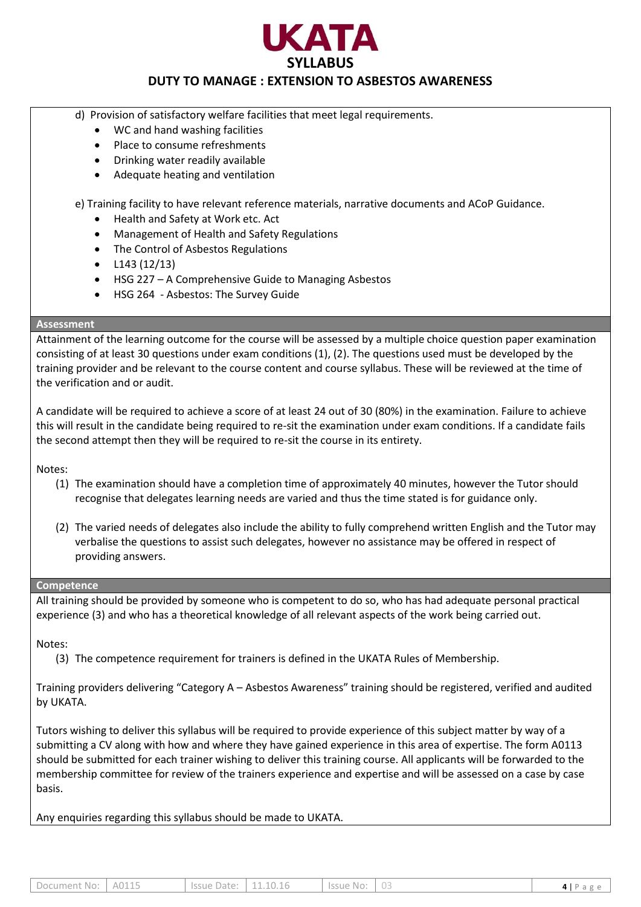d) Provision of satisfactory welfare facilities that meet legal requirements.

- WC and hand washing facilities
- Place to consume refreshments
- Drinking water readily available
- Adequate heating and ventilation

e) Training facility to have relevant reference materials, narrative documents and ACoP Guidance.

- Health and Safety at Work etc. Act
- Management of Health and Safety Regulations
- The Control of Asbestos Regulations
- L143 (12/13)
- HSG 227 – A Comprehensive Guide to Managing Asbestos
- HSG 264 - Asbestos: The Survey Guide

## Assessment

Attainment of the learning outcome for the course will be assessed by a multiple choice question paper examination consisting of at least 30 questions under exam conditions (1), (2). The questions used must be developed by the training provider and be relevant to the course content and course syllabus. These will be reviewed at the time of the verification and or audit.

A candidate will be required to achieve a score of at least 24 out of 30 (80%) in the examination. Failure to achieve this will result in the candidate being required to re-sit the examination under exam conditions. If a candidate fails the second attempt then they will be required to re-sit the course in its entirety.

Notes:

(1) The examination should have a completion time of approximately 40 minutes, however the Tutor should recognise that delegates learning needs are varied and thus the time stated is for guidance only.

(2) The varied needs of delegates also include the ability to fully comprehend written English and the Tutor may verbalise the questions to assist such delegates, however no assistance may be offered in respect of providing answers.

## Competence

All training should be provided by someone who is competent to do so, who has had adequate personal practical experience (3) and who has a theoretical knowledge of all relevant aspects of the work being carried out.

Notes:

(3) The competence requirement for trainers is defined in the UKATA Rules of Membership.

Training providers delivering "Category A – Asbestos Awareness" training should be registered, verified and audited by UKATA.

Tutors wishing to deliver this syllabus will be required to provide experience of this subject matter by way of a submitting a CV along with how and where they have gained experience in this area of expertise. The form A0113 should be submitted for each trainer wishing to deliver this training course. All applicants will be forwarded to the membership committee for review of the trainers experience and expertise and will be assessed on a case by case basis.

Any enquiries regarding this syllabus should be made to UKATA.